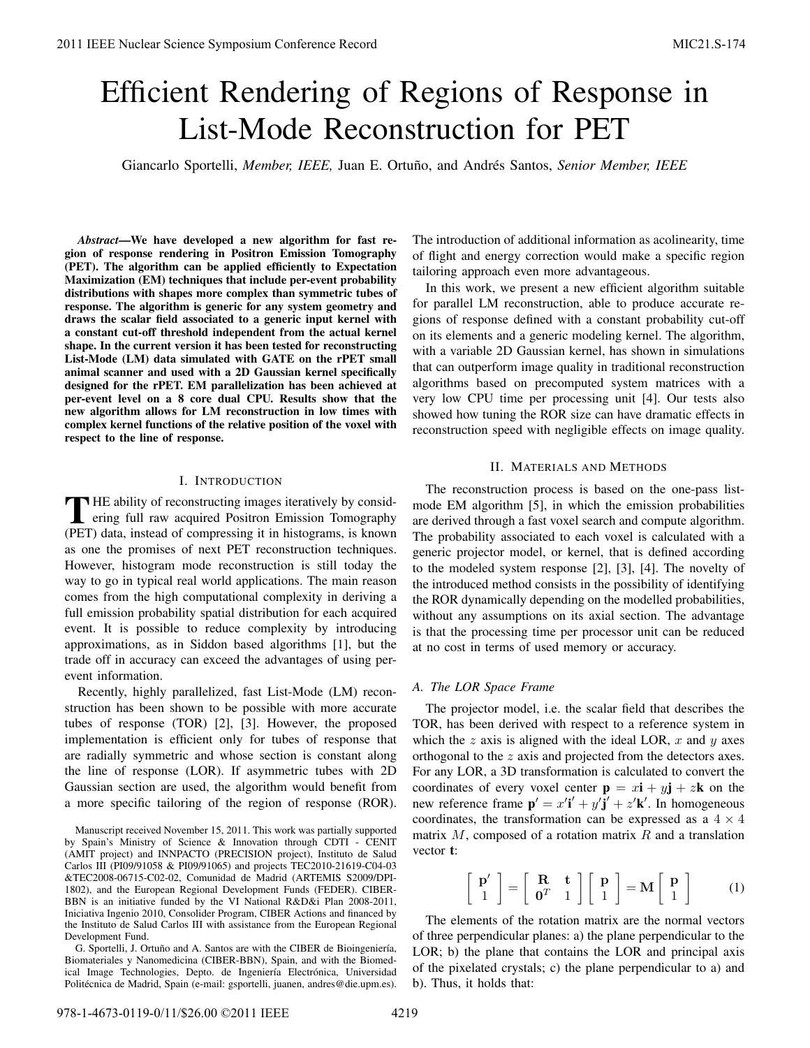# Efficient Rendering of Regions of Response in List-Mode Reconstruction for PET

Giancarlo Sportelli, *Member, IEEE,* Juan E. Ortuño, and Andrés Santos, *Senior Member, IEEE*

***Abstract*—We have developed a new algorithm for fast region of response rendering in Positron Emission Tomography (PET). The algorithm can be applied efficiently to Expectation Maximization (EM) techniques that include per-event probability distributions with shapes more complex than symmetric tubes of response. The algorithm is generic for any system geometry and draws the scalar field associated to a generic input kernel with a constant cut-off threshold independent from the actual kernel shape. In the current version it has been tested for reconstructing List-Mode (LM) data simulated with GATE on the rPET small animal scanner and used with a 2D Gaussian kernel specifically designed for the rPET. EM parallelization has been achieved at per-event level on a 8 core dual CPU. Results show that the new algorithm allows for LM reconstruction in low times with complex kernel functions of the relative position of the voxel with respect to the line of response.**

## I. Introduction

The ability of reconstructing images iteratively by considering full raw acquired Positron Emission Tomography (PET) data, instead of compressing it in histograms, is known as one the promises of next PET reconstruction techniques. However, histogram mode reconstruction is still today the way to go in typical real world applications. The main reason comes from the high computational complexity in deriving a full emission probability spatial distribution for each acquired event. It is possible to reduce complexity by introducing approximations, as in Siddon based algorithms [1], but the trade off in accuracy can exceed the advantages of using per-event information.

Recently, highly parallelized, fast List-Mode (LM) reconstruction has been shown to be possible with more accurate tubes of response (TOR) [2], [3]. However, the proposed implementation is efficient only for tubes of response that are radially symmetric and whose section is constant along the line of response (LOR). If asymmetric tubes with 2D Gaussian section are used, the algorithm would benefit from a more specific tailoring of the region of response (ROR). The introduction of additional information as acolinearity, time of flight and energy correction would make a specific region tailoring approach even more advantageous.

In this work, we present a new efficient algorithm suitable for parallel LM reconstruction, able to produce accurate regions of response defined with a constant probability cut-off on its elements and a generic modeling kernel. The algorithm, with a variable 2D Gaussian kernel, has shown in simulations that can outperform image quality in traditional reconstruction algorithms based on precomputed system matrices with a very low CPU time per processing unit [4]. Our tests also showed how tuning the ROR size can have dramatic effects in reconstruction speed with negligible effects on image quality.

Manuscript received November 15, 2011. This work was partially supported by Spain's Ministry of Science & Innovation through CDTI - CENIT (AMIT project) and INNPACTO (PRECISION project), Instituto de Salud Carlos III (PI09/91058 & PI09/91065) and projects TEC2010-21619-C04-03 &TEC2008-06715-C02-02, Comunidad de Madrid (ARTEMIS S2009/DPI-1802), and the European Regional Development Funds (FEDER). CIBER-BBN is an initiative funded by the VI National R&D&i Plan 2008-2011, Iniciativa Ingenio 2010, Consolider Program, CIBER Actions and financed by the Instituto de Salud Carlos III with assistance from the European Regional Development Fund.

G. Sportelli, J. Ortuño and A. Santos are with the CIBER de Bioingeniería, Biomateriales y Nanomedicina (CIBER-BBN), Spain, and with the Biomedical Image Technologies, Depto. de Ingeniería Electrónica, Universidad Politécnica de Madrid, Spain (e-mail: gsportelli, juanen, andres@die.upm.es).

## II. Materials and Methods

The reconstruction process is based on the one-pass list-mode EM algorithm [5], in which the emission probabilities are derived through a fast voxel search and compute algorithm. The probability associated to each voxel is calculated with a generic projector model, or kernel, that is defined according to the modeled system response [2], [3], [4]. The novelty of the introduced method consists in the possibility of identifying the ROR dynamically depending on the modelled probabilities, without any assumptions on its axial section. The advantage is that the processing time per processor unit can be reduced at no cost in terms of used memory or accuracy.

### A. The LOR Space Frame

The projector model, i.e. the scalar field that describes the TOR, has been derived with respect to a reference system in which the $z$ axis is aligned with the ideal LOR, $x$ and $y$ axes orthogonal to the $z$ axis and projected from the detectors axes. For any LOR, a 3D transformation is calculated to convert the coordinates of every voxel center $\mathbf{p} = x\mathbf{i} + y\mathbf{j} + z\mathbf{k}$ on the new reference frame $\mathbf{p}' = x'\mathbf{i}' + y'\mathbf{j}' + z'\mathbf{k}'$. In homogeneous coordinates, the transformation can be expressed as a $4 \times 4$ matrix $M$, composed of a rotation matrix $R$ and a translation vector $\mathbf{t}$:

$$\begin{bmatrix} \mathbf{p}' \\ 1 \end{bmatrix} = \begin{bmatrix} \mathbf{R} & \mathbf{t} \\ \mathbf{0}^T & 1 \end{bmatrix} \begin{bmatrix} \mathbf{p} \\ 1 \end{bmatrix} = \mathbf{M} \begin{bmatrix} \mathbf{p} \\ 1 \end{bmatrix} \tag{1}$$

The elements of the rotation matrix are the normal vectors of three perpendicular planes: a) the plane perpendicular to the LOR; b) the plane that contains the LOR and principal axis of the pixelated crystals; c) the plane perpendicular to a) and b). Thus, it holds that: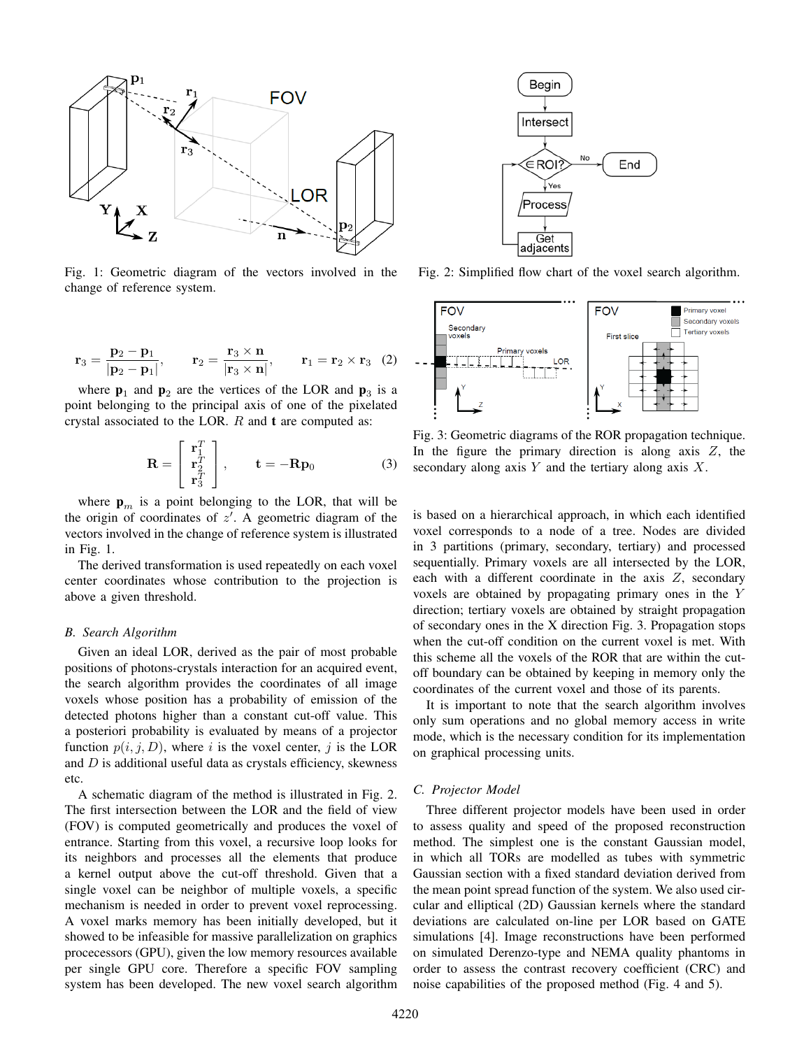Fig. 1: Geometric diagram of the vectors involved in the change of reference system.

$$\mathbf{r}_3 = \frac{\mathbf{p}_2 - \mathbf{p}_1}{|\mathbf{p}_2 - \mathbf{p}_1|}, \qquad \mathbf{r}_2 = \frac{\mathbf{r}_3 \times \mathbf{n}}{|\mathbf{r}_3 \times \mathbf{n}|}, \qquad \mathbf{r}_1 = \mathbf{r}_2 \times \mathbf{r}_3 \quad (2)$$

where $\mathbf{p}_1$ and $\mathbf{p}_2$ are the vertices of the LOR and $\mathbf{p}_3$ is a point belonging to the principal axis of one of the pixelated crystal associated to the LOR. $R$ and $\mathbf{t}$ are computed as:

$$\mathbf{R} = \begin{bmatrix} \mathbf{r}_1^T \\ \mathbf{r}_2^T \\ \mathbf{r}_3^T \end{bmatrix}, \qquad \mathbf{t} = -\mathbf{R}\mathbf{p}_0 \qquad (3)$$

where $\mathbf{p}_m$ is a point belonging to the LOR, that will be the origin of coordinates of $z'$. A geometric diagram of the vectors involved in the change of reference system is illustrated in Fig. 1.

The derived transformation is used repeatedly on each voxel center coordinates whose contribution to the projection is above a given threshold.

### *B. Search Algorithm*

Given an ideal LOR, derived as the pair of most probable positions of photons-crystals interaction for an acquired event, the search algorithm provides the coordinates of all image voxels whose position has a probability of emission of the detected photons higher than a constant cut-off value. This a posteriori probability is evaluated by means of a projector function $p(i, j, D)$, where $i$ is the voxel center, $j$ is the LOR and $D$ is additional useful data as crystals efficiency, skewness etc.

A schematic diagram of the method is illustrated in Fig. 2. The first intersection between the LOR and the field of view (FOV) is computed geometrically and produces the voxel of entrance. Starting from this voxel, a recursive loop looks for its neighbors and processes all the elements that produce a kernel output above the cut-off threshold. Given that a single voxel can be neighbor of multiple voxels, a specific mechanism is needed in order to prevent voxel reprocessing. A voxel marks memory has been initially developed, but it showed to be infeasible for massive parallelization on graphics procecessors (GPU), given the low memory resources available per single GPU core. Therefore a specific FOV sampling system has been developed. The new voxel search algorithm is based on a hierarchical approach, in which each identified voxel corresponds to a node of a tree. Nodes are divided in 3 partitions (primary, secondary, tertiary) and processed sequentially. Primary voxels are all intersected by the LOR, each with a different coordinate in the axis $Z$, secondary voxels are obtained by propagating primary ones in the $Y$ direction; tertiary voxels are obtained by straight propagation of secondary ones in the X direction Fig. 3. Propagation stops when the cut-off condition on the current voxel is met. With this scheme all the voxels of the ROR that are within the cut-off boundary can be obtained by keeping in memory only the coordinates of the current voxel and those of its parents.

It is important to note that the search algorithm involves only sum operations and no global memory access in write mode, which is the necessary condition for its implementation on graphical processing units.

Fig. 2: Simplified flow chart of the voxel search algorithm.

Fig. 3: Geometric diagrams of the ROR propagation technique. In the figure the primary direction is along axis $Z$, the secondary along axis $Y$ and the tertiary along axis $X$.

### *C. Projector Model*

Three different projector models have been used in order to assess quality and speed of the proposed reconstruction method. The simplest one is the constant Gaussian model, in which all TORs are modelled as tubes with symmetric Gaussian section with a fixed standard deviation derived from the mean point spread function of the system. We also used circular and elliptical (2D) Gaussian kernels where the standard deviations are calculated on-line per LOR based on GATE simulations [4]. Image reconstructions have been performed on simulated Derenzo-type and NEMA quality phantoms in order to assess the contrast recovery coefficient (CRC) and noise capabilities of the proposed method (Fig. 4 and 5).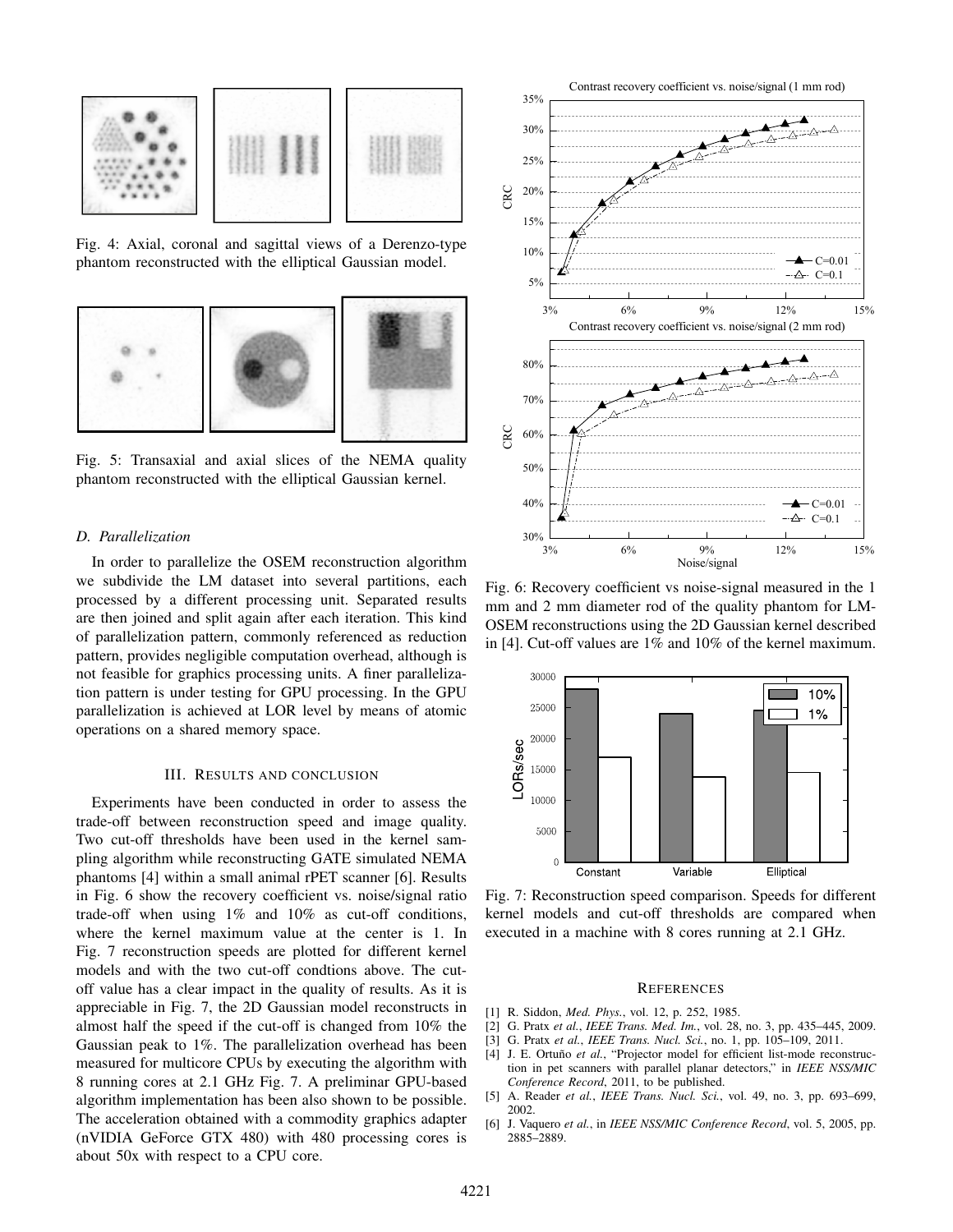Fig. 4: Axial, coronal and sagittal views of a Derenzo-type phantom reconstructed with the elliptical Gaussian model.

Fig. 5: Transaxial and axial slices of the NEMA quality phantom reconstructed with the elliptical Gaussian kernel.

### D. Parallelization

In order to parallelize the OSEM reconstruction algorithm we subdivide the LM dataset into several partitions, each processed by a different processing unit. Separated results are then joined and split again after each iteration. This kind of parallelization pattern, commonly referenced as reduction pattern, provides negligible computation overhead, although is not feasible for graphics processing units. A finer parallelization pattern is under testing for GPU processing. In the GPU parallelization is achieved at LOR level by means of atomic operations on a shared memory space.

## III. Results and conclusion

Experiments have been conducted in order to assess the trade-off between reconstruction speed and image quality. Two cut-off thresholds have been used in the kernel sampling algorithm while reconstructing GATE simulated NEMA phantoms [4] within a small animal rPET scanner [6]. Results in Fig. 6 show the recovery coefficient vs. noise/signal ratio trade-off when using 1% and 10% as cut-off conditions, where the kernel maximum value at the center is 1. In Fig. 7 reconstruction speeds are plotted for different kernel models and with the two cut-off condtions above. The cut-off value has a clear impact in the quality of results. As it is appreciable in Fig. 7, the 2D Gaussian model reconstructs in almost half the speed if the cut-off is changed from 10% the Gaussian peak to 1%. The parallelization overhead has been measured for multicore CPUs by executing the algorithm with 8 running cores at 2.1 GHz Fig. 7. A preliminar GPU-based algorithm implementation has been also shown to be possible. The acceleration obtained with a commodity graphics adapter (nVIDIA GeForce GTX 480) with 480 processing cores is about 50x with respect to a CPU core.

Contrast recovery coefficient vs. noise/signal (1 mm rod)

CRC

35%
30%
25%
20%
15%
10%
5%

3% 6% 9% 12% 15%

C=0.01
C=0.1

Contrast recovery coefficient vs. noise/signal (2 mm rod)

CRC

80%
70%
60%
50%
40%
30%

3% 6% 9% 12% 15%

Noise/signal

C=0.01
C=0.1

Fig. 6: Recovery coefficient vs noise-signal measured in the 1 mm and 2 mm diameter rod of the quality phantom for LM-OSEM reconstructions using the 2D Gaussian kernel described in [4]. Cut-off values are 1% and 10% of the kernel maximum.

LORs/sec

30000
25000
20000
15000
10000
5000
0

Constant Variable Elliptical

10%
1%

Fig. 7: Reconstruction speed comparison. Speeds for different kernel models and cut-off thresholds are compared when executed in a machine with 8 cores running at 2.1 GHz.

## References

[1] R. Siddon, *Med. Phys.*, vol. 12, p. 252, 1985.

[2] G. Pratx *et al.*, *IEEE Trans. Med. Im.*, vol. 28, no. 3, pp. 435–445, 2009.

[3] G. Pratx *et al.*, *IEEE Trans. Nucl. Sci.*, no. 1, pp. 105–109, 2011.

[4] J. E. Ortuño *et al.*, "Projector model for efficient list-mode reconstruction in pet scanners with parallel planar detectors," in *IEEE NSS/MIC Conference Record*, 2011, to be published.

[5] A. Reader *et al.*, *IEEE Trans. Nucl. Sci.*, vol. 49, no. 3, pp. 693–699, 2002.

[6] J. Vaquero *et al.*, in *IEEE NSS/MIC Conference Record*, vol. 5, 2005, pp. 2885–2889.